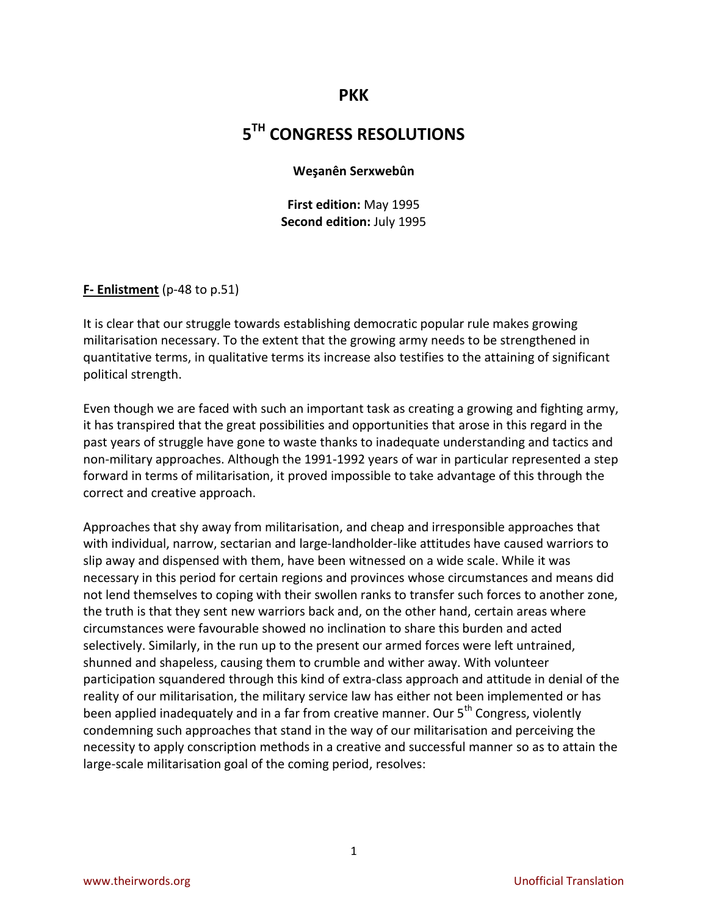# PKK

# 5TH CONGRESS RESOLUTIONS

**Weşanên Serxwebûn**

**First edition:** May 1995
**Second edition:** July 1995

**F- Enlistment** (p-48 to p.51)

It is clear that our struggle towards establishing democratic popular rule makes growing militarisation necessary. To the extent that the growing army needs to be strengthened in quantitative terms, in qualitative terms its increase also testifies to the attaining of significant political strength.

Even though we are faced with such an important task as creating a growing and fighting army, it has transpired that the great possibilities and opportunities that arose in this regard in the past years of struggle have gone to waste thanks to inadequate understanding and tactics and non-military approaches. Although the 1991-1992 years of war in particular represented a step forward in terms of militarisation, it proved impossible to take advantage of this through the correct and creative approach.

Approaches that shy away from militarisation, and cheap and irresponsible approaches that with individual, narrow, sectarian and large-landholder-like attitudes have caused warriors to slip away and dispensed with them, have been witnessed on a wide scale. While it was necessary in this period for certain regions and provinces whose circumstances and means did not lend themselves to coping with their swollen ranks to transfer such forces to another zone, the truth is that they sent new warriors back and, on the other hand, certain areas where circumstances were favourable showed no inclination to share this burden and acted selectively. Similarly, in the run up to the present our armed forces were left untrained, shunned and shapeless, causing them to crumble and wither away. With volunteer participation squandered through this kind of extra-class approach and attitude in denial of the reality of our militarisation, the military service law has either not been implemented or has been applied inadequately and in a far from creative manner. Our 5th Congress, violently condemning such approaches that stand in the way of our militarisation and perceiving the necessity to apply conscription methods in a creative and successful manner so as to attain the large-scale militarisation goal of the coming period, resolves: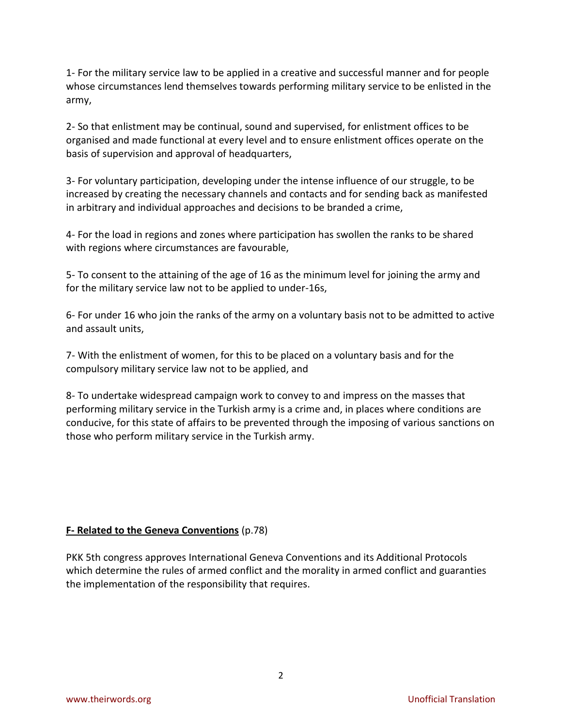1- For the military service law to be applied in a creative and successful manner and for people whose circumstances lend themselves towards performing military service to be enlisted in the army,

2- So that enlistment may be continual, sound and supervised, for enlistment offices to be organised and made functional at every level and to ensure enlistment offices operate on the basis of supervision and approval of headquarters,

3- For voluntary participation, developing under the intense influence of our struggle, to be increased by creating the necessary channels and contacts and for sending back as manifested in arbitrary and individual approaches and decisions to be branded a crime,

4- For the load in regions and zones where participation has swollen the ranks to be shared with regions where circumstances are favourable,

5- To consent to the attaining of the age of 16 as the minimum level for joining the army and for the military service law not to be applied to under-16s,

6- For under 16 who join the ranks of the army on a voluntary basis not to be admitted to active and assault units,

7- With the enlistment of women, for this to be placed on a voluntary basis and for the compulsory military service law not to be applied, and

8- To undertake widespread campaign work to convey to and impress on the masses that performing military service in the Turkish army is a crime and, in places where conditions are conducive, for this state of affairs to be prevented through the imposing of various sanctions on those who perform military service in the Turkish army.

**F- Related to the Geneva Conventions** (p.78)

PKK 5th congress approves International Geneva Conventions and its Additional Protocols which determine the rules of armed conflict and the morality in armed conflict and guaranties the implementation of the responsibility that requires.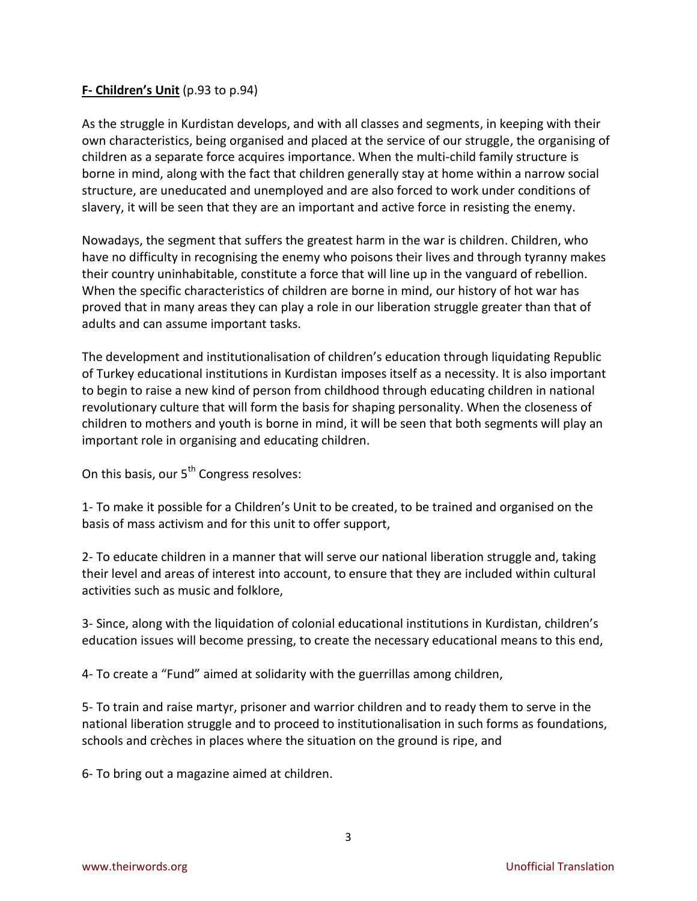**F- Children's Unit** (p.93 to p.94)

As the struggle in Kurdistan develops, and with all classes and segments, in keeping with their own characteristics, being organised and placed at the service of our struggle, the organising of children as a separate force acquires importance. When the multi-child family structure is borne in mind, along with the fact that children generally stay at home within a narrow social structure, are uneducated and unemployed and are also forced to work under conditions of slavery, it will be seen that they are an important and active force in resisting the enemy.

Nowadays, the segment that suffers the greatest harm in the war is children. Children, who have no difficulty in recognising the enemy who poisons their lives and through tyranny makes their country uninhabitable, constitute a force that will line up in the vanguard of rebellion. When the specific characteristics of children are borne in mind, our history of hot war has proved that in many areas they can play a role in our liberation struggle greater than that of adults and can assume important tasks.

The development and institutionalisation of children's education through liquidating Republic of Turkey educational institutions in Kurdistan imposes itself as a necessity. It is also important to begin to raise a new kind of person from childhood through educating children in national revolutionary culture that will form the basis for shaping personality. When the closeness of children to mothers and youth is borne in mind, it will be seen that both segments will play an important role in organising and educating children.

On this basis, our 5th Congress resolves:

1- To make it possible for a Children's Unit to be created, to be trained and organised on the basis of mass activism and for this unit to offer support,

2- To educate children in a manner that will serve our national liberation struggle and, taking their level and areas of interest into account, to ensure that they are included within cultural activities such as music and folklore,

3- Since, along with the liquidation of colonial educational institutions in Kurdistan, children's education issues will become pressing, to create the necessary educational means to this end,

4- To create a "Fund" aimed at solidarity with the guerrillas among children,

5- To train and raise martyr, prisoner and warrior children and to ready them to serve in the national liberation struggle and to proceed to institutionalisation in such forms as foundations, schools and crèches in places where the situation on the ground is ripe, and

6- To bring out a magazine aimed at children.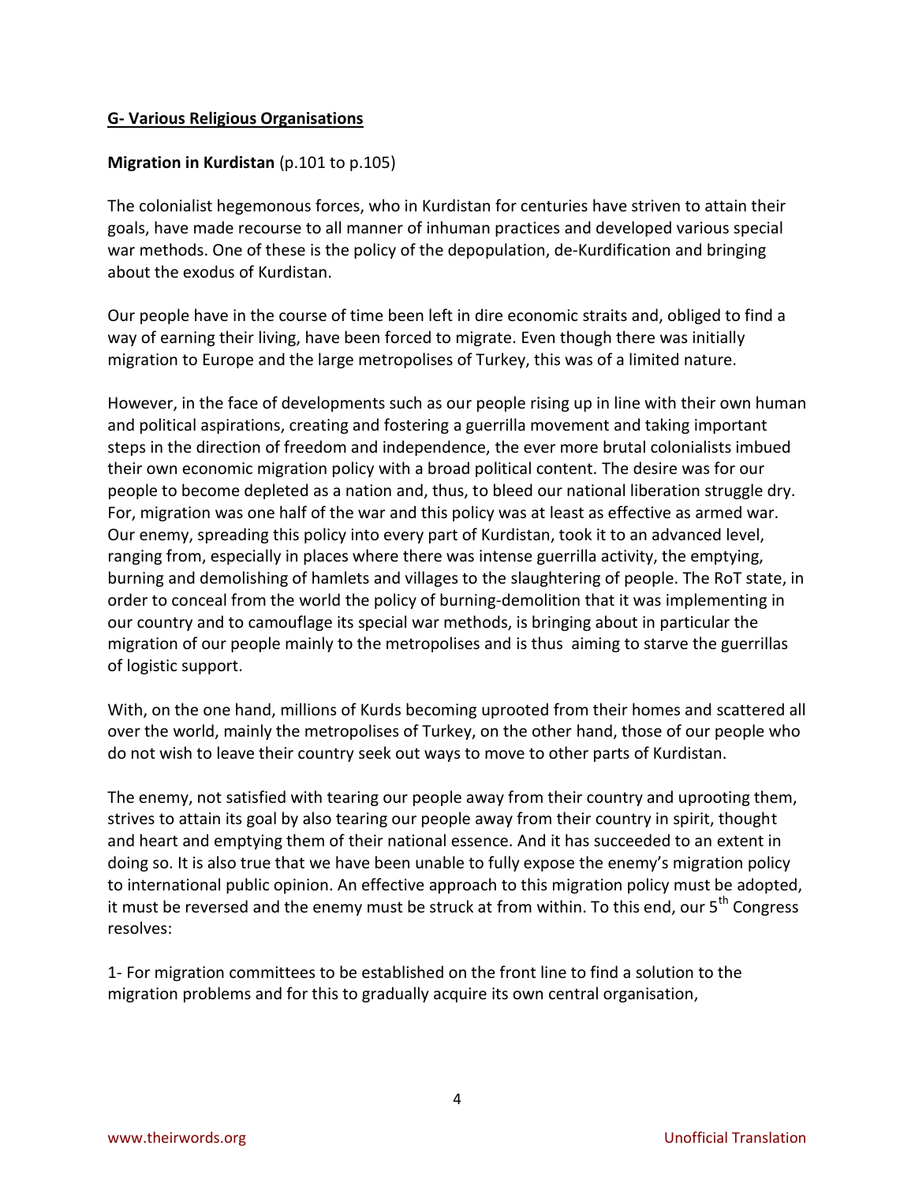**G- Various Religious Organisations**

**Migration in Kurdistan** (p.101 to p.105)

The colonialist hegemonous forces, who in Kurdistan for centuries have striven to attain their goals, have made recourse to all manner of inhuman practices and developed various special war methods. One of these is the policy of the depopulation, de-Kurdification and bringing about the exodus of Kurdistan.

Our people have in the course of time been left in dire economic straits and, obliged to find a way of earning their living, have been forced to migrate. Even though there was initially migration to Europe and the large metropolises of Turkey, this was of a limited nature.

However, in the face of developments such as our people rising up in line with their own human and political aspirations, creating and fostering a guerrilla movement and taking important steps in the direction of freedom and independence, the ever more brutal colonialists imbued their own economic migration policy with a broad political content. The desire was for our people to become depleted as a nation and, thus, to bleed our national liberation struggle dry. For, migration was one half of the war and this policy was at least as effective as armed war. Our enemy, spreading this policy into every part of Kurdistan, took it to an advanced level, ranging from, especially in places where there was intense guerrilla activity, the emptying, burning and demolishing of hamlets and villages to the slaughtering of people. The RoT state, in order to conceal from the world the policy of burning-demolition that it was implementing in our country and to camouflage its special war methods, is bringing about in particular the migration of our people mainly to the metropolises and is thus aiming to starve the guerrillas of logistic support.

With, on the one hand, millions of Kurds becoming uprooted from their homes and scattered all over the world, mainly the metropolises of Turkey, on the other hand, those of our people who do not wish to leave their country seek out ways to move to other parts of Kurdistan.

The enemy, not satisfied with tearing our people away from their country and uprooting them, strives to attain its goal by also tearing our people away from their country in spirit, thought and heart and emptying them of their national essence. And it has succeeded to an extent in doing so. It is also true that we have been unable to fully expose the enemy's migration policy to international public opinion. An effective approach to this migration policy must be adopted, it must be reversed and the enemy must be struck at from within. To this end, our 5th Congress resolves:

1- For migration committees to be established on the front line to find a solution to the migration problems and for this to gradually acquire its own central organisation,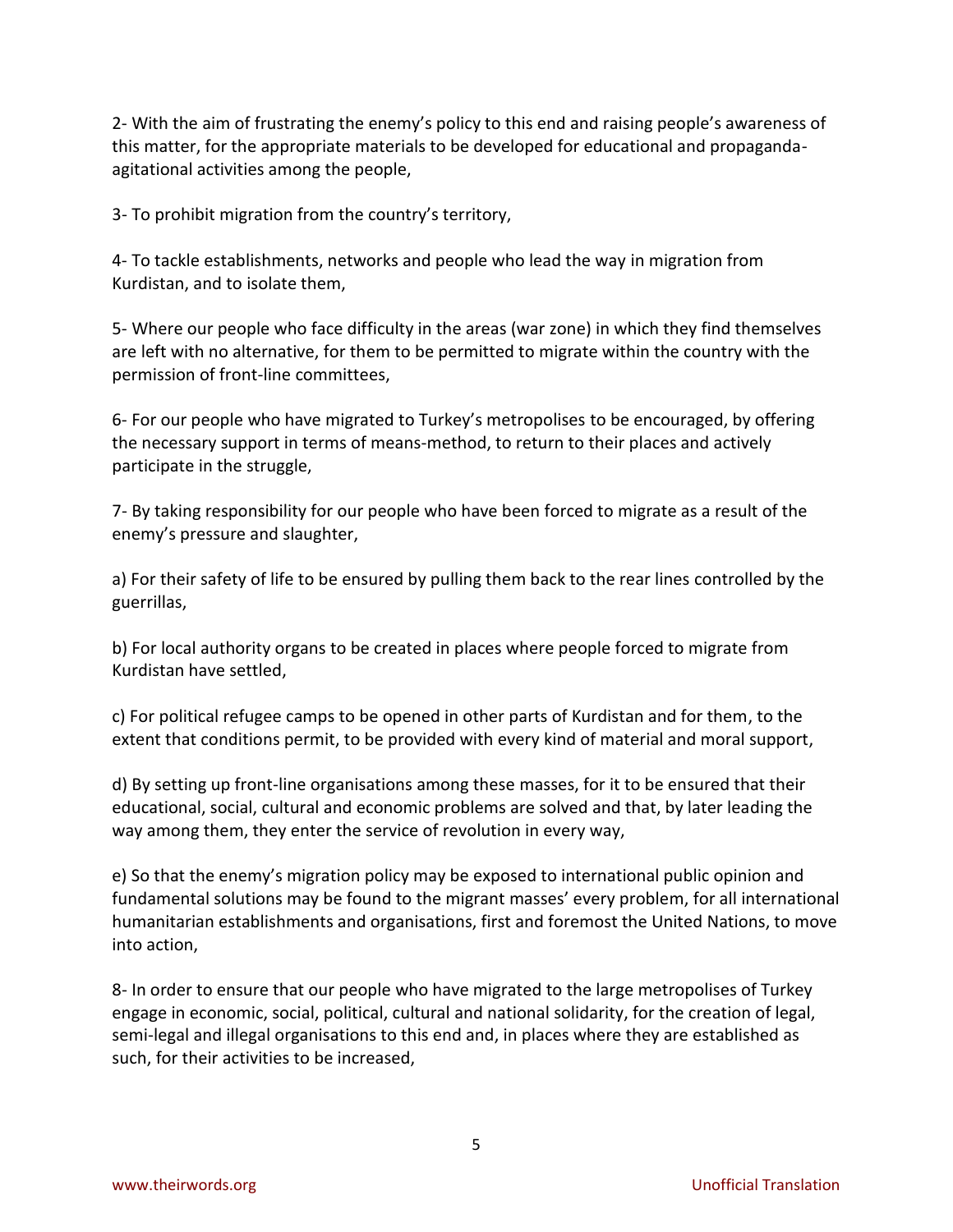2- With the aim of frustrating the enemy's policy to this end and raising people's awareness of this matter, for the appropriate materials to be developed for educational and propaganda-agitational activities among the people,

3- To prohibit migration from the country's territory,

4- To tackle establishments, networks and people who lead the way in migration from Kurdistan, and to isolate them,

5- Where our people who face difficulty in the areas (war zone) in which they find themselves are left with no alternative, for them to be permitted to migrate within the country with the permission of front-line committees,

6- For our people who have migrated to Turkey's metropolises to be encouraged, by offering the necessary support in terms of means-method, to return to their places and actively participate in the struggle,

7- By taking responsibility for our people who have been forced to migrate as a result of the enemy's pressure and slaughter,

a) For their safety of life to be ensured by pulling them back to the rear lines controlled by the guerrillas,

b) For local authority organs to be created in places where people forced to migrate from Kurdistan have settled,

c) For political refugee camps to be opened in other parts of Kurdistan and for them, to the extent that conditions permit, to be provided with every kind of material and moral support,

d) By setting up front-line organisations among these masses, for it to be ensured that their educational, social, cultural and economic problems are solved and that, by later leading the way among them, they enter the service of revolution in every way,

e) So that the enemy's migration policy may be exposed to international public opinion and fundamental solutions may be found to the migrant masses' every problem, for all international humanitarian establishments and organisations, first and foremost the United Nations, to move into action,

8- In order to ensure that our people who have migrated to the large metropolises of Turkey engage in economic, social, political, cultural and national solidarity, for the creation of legal, semi-legal and illegal organisations to this end and, in places where they are established as such, for their activities to be increased,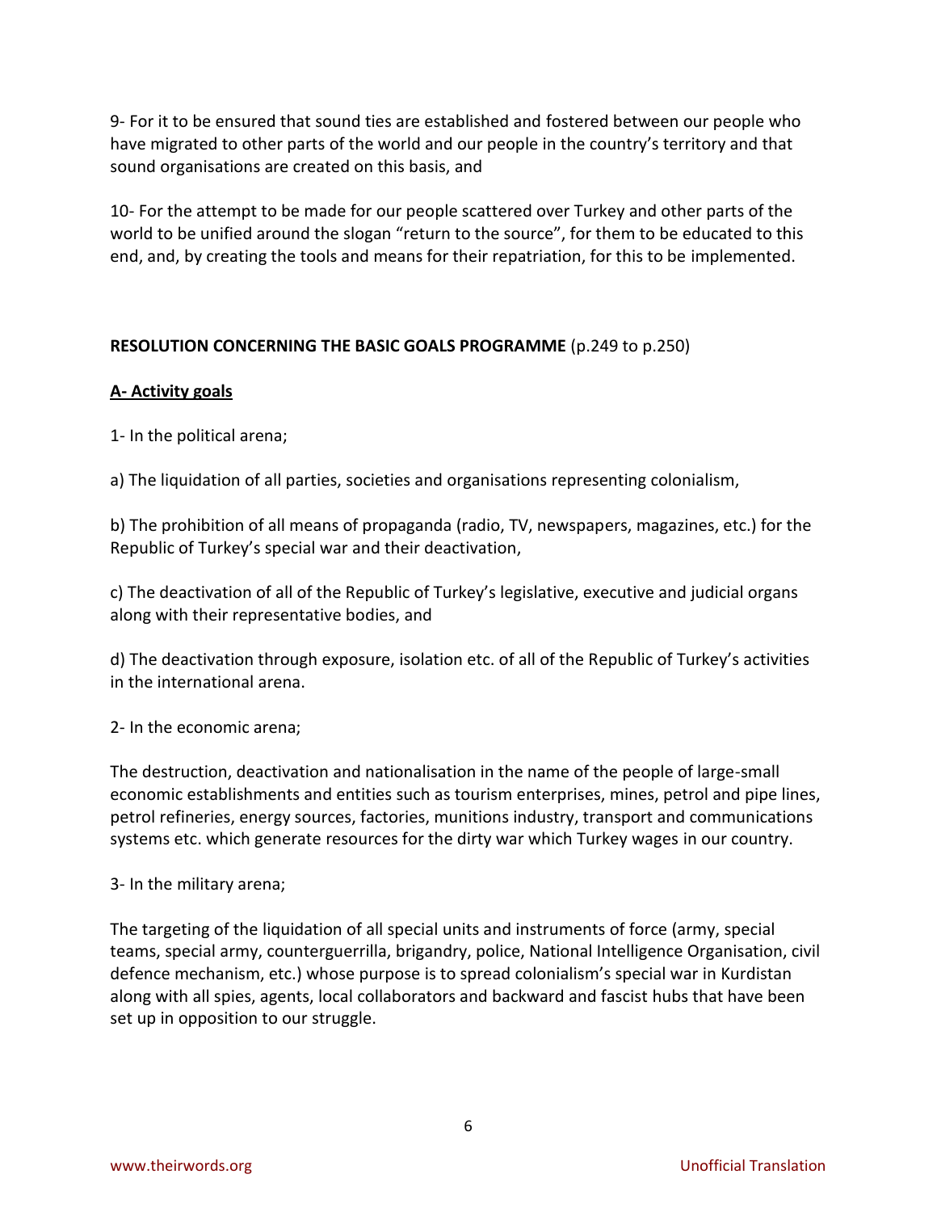9- For it to be ensured that sound ties are established and fostered between our people who have migrated to other parts of the world and our people in the country's territory and that sound organisations are created on this basis, and

10- For the attempt to be made for our people scattered over Turkey and other parts of the world to be unified around the slogan "return to the source", for them to be educated to this end, and, by creating the tools and means for their repatriation, for this to be implemented.

**RESOLUTION CONCERNING THE BASIC GOALS PROGRAMME** (p.249 to p.250)

**A- Activity goals**

1- In the political arena;

a) The liquidation of all parties, societies and organisations representing colonialism,

b) The prohibition of all means of propaganda (radio, TV, newspapers, magazines, etc.) for the Republic of Turkey's special war and their deactivation,

c) The deactivation of all of the Republic of Turkey's legislative, executive and judicial organs along with their representative bodies, and

d) The deactivation through exposure, isolation etc. of all of the Republic of Turkey's activities in the international arena.

2- In the economic arena;

The destruction, deactivation and nationalisation in the name of the people of large-small economic establishments and entities such as tourism enterprises, mines, petrol and pipe lines, petrol refineries, energy sources, factories, munitions industry, transport and communications systems etc. which generate resources for the dirty war which Turkey wages in our country.

3- In the military arena;

The targeting of the liquidation of all special units and instruments of force (army, special teams, special army, counterguerrilla, brigandry, police, National Intelligence Organisation, civil defence mechanism, etc.) whose purpose is to spread colonialism's special war in Kurdistan along with all spies, agents, local collaborators and backward and fascist hubs that have been set up in opposition to our struggle.